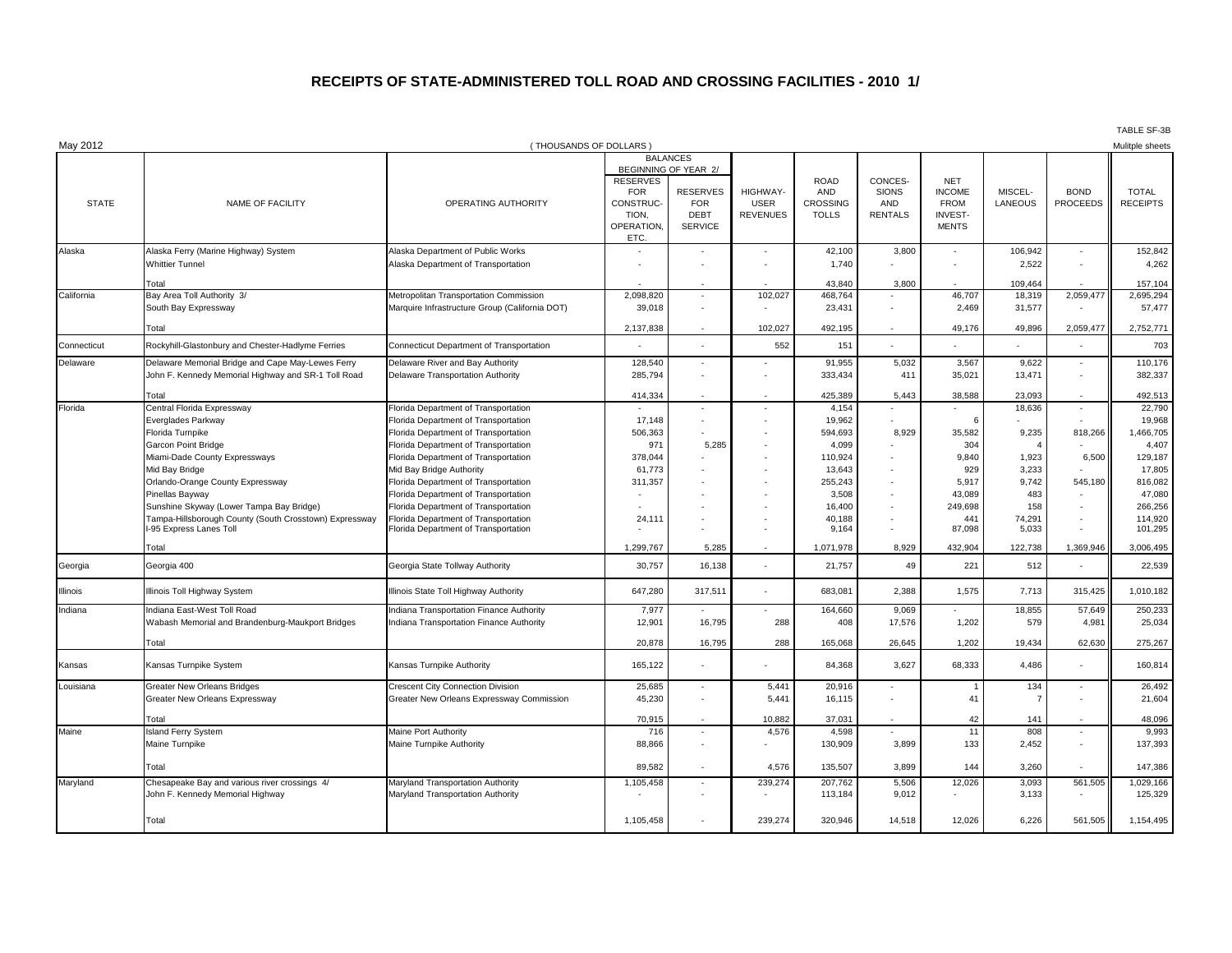# RECEIPTS OF STATE-ADMINISTERED TOLL ROAD AND CROSSING FACILITIES - 2010 1/

May 2012 — ( THOUSANDS OF DOLLARS ) — TABLE SF-3B, Mulitple sheets

| STATE | NAME OF FACILITY | OPERATING AUTHORITY | BALANCES BEGINNING OF YEAR 2/ | | HIGHWAY-USER REVENUES | ROAD AND CROSSING TOLLS | CONCES-SIONS AND RENTALS | NET INCOME FROM INVEST-MENTS | MISCEL-LANEOUS | BOND PROCEEDS | TOTAL RECEIPTS |
|---|---|---|---|---|---|---|---|---|---|---|---|
| | | | RESERVES FOR CONSTRUC-TION, OPERATION, ETC. | RESERVES FOR DEBT SERVICE | | | | | | | |
| Alaska | Alaska Ferry (Marine Highway) System | Alaska Department of Public Works | - | - | - | 42,100 | 3,800 | - | 106,942 | - | 152,842 |
| | Whittier Tunnel | Alaska Department of Transportation | - | - | - | 1,740 | - | - | 2,522 | - | 4,262 |
| | Total | | - | - | - | 43,840 | 3,800 | - | 109,464 | - | 157,104 |
| California | Bay Area Toll Authority 3/ | Metropolitan Transportation Commission | 2,098,820 | - | 102,027 | 468,764 | - | 46,707 | 18,319 | 2,059,477 | 2,695,294 |
| | South Bay Expressway | Marquire Infrastructure Group (California DOT) | 39,018 | - | - | 23,431 | - | 2,469 | 31,577 | - | 57,477 |
| | Total | | 2,137,838 | - | 102,027 | 492,195 | - | 49,176 | 49,896 | 2,059,477 | 2,752,771 |
| Connecticut | Rockyhill-Glastonbury and Chester-Hadlyme Ferries | Connecticut Department of Transportation | - | - | 552 | 151 | - | - | - | - | 703 |
| Delaware | Delaware Memorial Bridge and Cape May-Lewes Ferry | Delaware River and Bay Authority | 128,540 | - | - | 91,955 | 5,032 | 3,567 | 9,622 | - | 110,176 |
| | John F. Kennedy Memorial Highway and SR-1 Toll Road | Delaware Transportation Authority | 285,794 | - | - | 333,434 | 411 | 35,021 | 13,471 | - | 382,337 |
| | Total | | 414,334 | - | - | 425,389 | 5,443 | 38,588 | 23,093 | - | 492,513 |
| Florida | Central Florida Expressway | Florida Department of Transportation | - | - | - | 4,154 | - | - | 18,636 | - | 22,790 |
| | Everglades Parkway | Florida Department of Transportation | 17,148 | - | - | 19,962 | - | 6 | - | - | 19,968 |
| | Florida Turnpike | Florida Department of Transportation | 506,363 | - | - | 594,693 | 8,929 | 35,582 | 9,235 | 818,266 | 1,466,705 |
| | Garcon Point Bridge | Florida Department of Transportation | 971 | 5,285 | - | 4,099 | - | 304 | 4 | - | 4,407 |
| | Miami-Dade County Expressways | Florida Department of Transportation | 378,044 | - | - | 110,924 | - | 9,840 | 1,923 | 6,500 | 129,187 |
| | Mid Bay Bridge | Mid Bay Bridge Authority | 61,773 | - | - | 13,643 | - | 929 | 3,233 | - | 17,805 |
| | Orlando-Orange County Expressway | Florida Department of Transportation | 311,357 | - | - | 255,243 | - | 5,917 | 9,742 | 545,180 | 816,082 |
| | Pinellas Bayway | Florida Department of Transportation | - | - | - | 3,508 | - | 43,089 | 483 | - | 47,080 |
| | Sunshine Skyway (Lower Tampa Bay Bridge) | Florida Department of Transportation | - | - | - | 16,400 | - | 249,698 | 158 | - | 266,256 |
| | Tampa-Hillsborough County (South Crosstown) Expressway | Florida Department of Transportation | 24,111 | - | - | 40,188 | - | 441 | 74,291 | - | 114,920 |
| | I-95 Express Lanes Toll | Florida Department of Transportation | - | - | - | 9,164 | - | 87,098 | 5,033 | - | 101,295 |
| | Total | | 1,299,767 | 5,285 | - | 1,071,978 | 8,929 | 432,904 | 122,738 | 1,369,946 | 3,006,495 |
| Georgia | Georgia 400 | Georgia State Tollway Authority | 30,757 | 16,138 | - | 21,757 | 49 | 221 | 512 | - | 22,539 |
| Illinois | Illinois Toll Highway System | Illinois State Toll Highway Authority | 647,280 | 317,511 | - | 683,081 | 2,388 | 1,575 | 7,713 | 315,425 | 1,010,182 |
| Indiana | Indiana East-West Toll Road | Indiana Transportation Finance Authority | 7,977 | - | - | 164,660 | 9,069 | - | 18,855 | 57,649 | 250,233 |
| | Wabash Memorial and Brandenburg-Maukport Bridges | Indiana Transportation Finance Authority | 12,901 | 16,795 | 288 | 408 | 17,576 | 1,202 | 579 | 4,981 | 25,034 |
| | Total | | 20,878 | 16,795 | 288 | 165,068 | 26,645 | 1,202 | 19,434 | 62,630 | 275,267 |
| Kansas | Kansas Turnpike System | Kansas Turnpike Authority | 165,122 | - | - | 84,368 | 3,627 | 68,333 | 4,486 | - | 160,814 |
| Louisiana | Greater New Orleans Bridges | Crescent City Connection Division | 25,685 | - | 5,441 | 20,916 | - | 1 | 134 | - | 26,492 |
| | Greater New Orleans Expressway | Greater New Orleans Expressway Commission | 45,230 | - | 5,441 | 16,115 | - | 41 | 7 | - | 21,604 |
| | Total | | 70,915 | - | 10,882 | 37,031 | - | 42 | 141 | - | 48,096 |
| Maine | Island Ferry System | Maine Port Authority | 716 | - | 4,576 | 4,598 | - | 11 | 808 | - | 9,993 |
| | Maine Turnpike | Maine Turnpike Authority | 88,866 | - | - | 130,909 | 3,899 | 133 | 2,452 | - | 137,393 |
| | Total | | 89,582 | - | 4,576 | 135,507 | 3,899 | 144 | 3,260 | - | 147,386 |
| Maryland | Chesapeake Bay and various river crossings 4/ | Maryland Transportation Authority | 1,105,458 | - | 239,274 | 207,762 | 5,506 | 12,026 | 3,093 | 561,505 | 1,029,166 |
| | John F. Kennedy Memorial Highway | Maryland Transportation Authority | - | - | - | 113,184 | 9,012 | - | 3,133 | - | 125,329 |
| | Total | | 1,105,458 | - | 239,274 | 320,946 | 14,518 | 12,026 | 6,226 | 561,505 | 1,154,495 |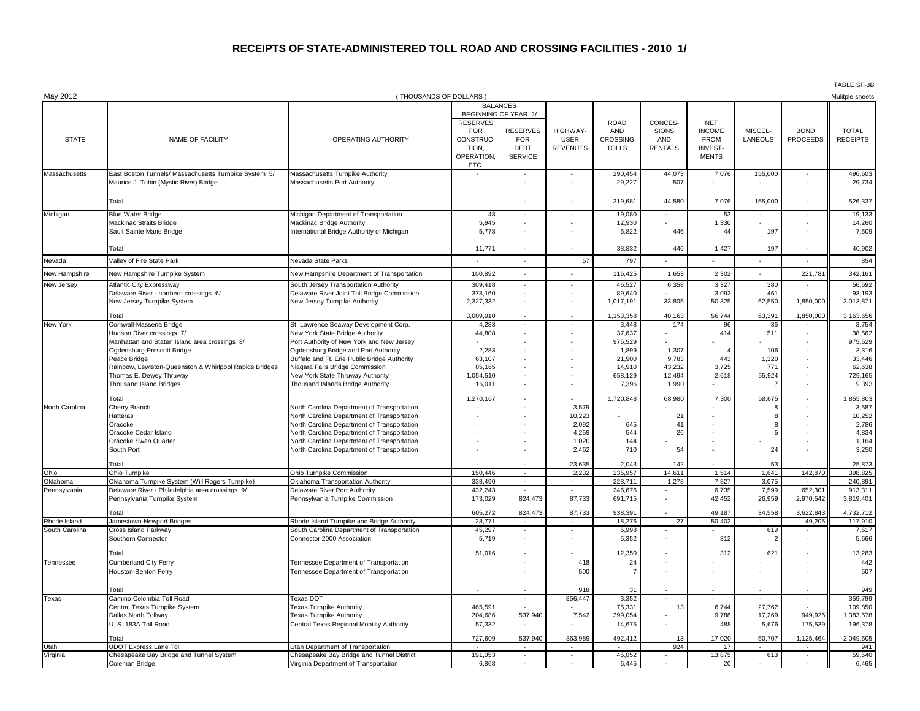# RECEIPTS OF STATE-ADMINISTERED TOLL ROAD AND CROSSING FACILITIES - 2010 1/

TABLE SF-3B

May 2012 — ( THOUSANDS OF DOLLARS ) — Mulitple sheets

| STATE | NAME OF FACILITY | OPERATING AUTHORITY | BALANCES BEGINNING OF YEAR 2/ RESERVES FOR CONSTRUCTION, OPERATION, ETC. | RESERVES FOR DEBT SERVICE | HIGHWAY-USER REVENUES | ROAD AND CROSSING TOLLS | CONCESSIONS AND RENTALS | NET INCOME FROM INVESTMENTS | MISCELLANEOUS | BOND PROCEEDS | TOTAL RECEIPTS |
|---|---|---|---|---|---|---|---|---|---|---|---|
| Massachusetts | East Boston Tunnels/ Massachusetts Turnpike System 5/ | Massachusetts Turnpike Authority | - | - | - | 290,454 | 44,073 | 7,076 | 155,000 | - | 496,603 |
| | Maurice J. Tobin (Mystic River) Bridge | Massachusetts Port Authority | - | - | - | 29,227 | 507 | - | - | - | 29,734 |
| | Total | | - | - | - | 319,681 | 44,580 | 7,076 | 155,000 | - | 526,337 |
| Michigan | Blue Water Bridge | Michigan Department of Transportation | 48 | - | - | 19,080 | - | 53 | - | - | 19,133 |
| | Mackinac Straits Bridge | Mackinac Bridge Authority | 5,945 | - | - | 12,930 | - | 1,330 | - | - | 14,260 |
| | Sault Sainte Marie Bridge | International Bridge Authority of Michigan | 5,778 | - | - | 6,822 | 446 | 44 | 197 | - | 7,509 |
| | Total | | 11,771 | - | - | 38,832 | 446 | 1,427 | 197 | - | 40,902 |
| Nevada | Valley of Fire State Park | Nevada State Parks | - | - | 57 | 797 | - | - | - | - | 854 |
| New Hampshire | New Hampshire Turnpike System | New Hampshire Department of Transportation | 100,892 | - | - | 116,425 | 1,653 | 2,302 | - | 221,781 | 342,161 |
| New Jersey | Atlantic City Expressway | South Jersey Transportation Authority | 309,418 | - | - | 46,527 | 6,358 | 3,327 | 380 | - | 56,592 |
| | Delaware River - northern crossings 6/ | Delaware River Joint Toll Bridge Commission | 373,160 | - | - | 89,640 | - | 3,092 | 461 | - | 93,193 |
| | New Jersey Turnpike System | New Jersey Turnpike Authority | 2,327,332 | - | - | 1,017,191 | 33,805 | 50,325 | 62,550 | 1,850,000 | 3,013,871 |
| | Total | | 3,009,910 | - | - | 1,153,358 | 40,163 | 56,744 | 63,391 | 1,850,000 | 3,163,656 |
| New York | Cornwall-Massena Bridge | St. Lawrence Seaway Development Corp. | 4,283 | - | - | 3,448 | 174 | 96 | 36 | - | 3,754 |
| | Hudson River crossings 7/ | New York State Bridge Authority | 44,808 | - | - | 37,637 | - | 414 | 511 | - | 38,562 |
| | Manhattan and Staten Island area crossings 8/ | Port Authority of New York and New Jersey | - | - | - | 975,529 | - | - | - | - | 975,529 |
| | Ogdensburg-Prescott Bridge | Ogdensburg Bridge and Port Authority | 2,283 | - | - | 1,899 | 1,307 | 4 | 106 | - | 3,316 |
| | Peace Bridge | Buffalo and Ft. Erie Public Bridge Authority | 63,107 | - | - | 21,900 | 9,783 | 443 | 1,320 | - | 33,446 |
| | Rainbow, Lewiston-Queenston & Whirlpool Rapids Bridges | Niagara Falls Bridge Commission | 85,165 | - | - | 14,910 | 43,232 | 3,725 | 771 | - | 62,638 |
| | Thomas E. Dewey Thruway | New York State Thruway Authority | 1,054,510 | - | - | 658,129 | 12,494 | 2,618 | 55,924 | - | 729,165 |
| | Thousand Island Bridges | Thousand Islands Bridge Authority | 16,011 | - | - | 7,396 | 1,990 | - | 7 | - | 9,393 |
| | Total | | 1,270,167 | - | - | 1,720,848 | 68,980 | 7,300 | 58,675 | - | 1,855,803 |
| North Carolina | Cherry Branch | North Carolina Department of Transportation | - | - | 3,579 | - | - | - | 8 | - | 3,587 |
| | Hatteras | North Carolina Department of Transportation | - | - | 10,223 | - | 21 | - | 8 | - | 10,252 |
| | Oracoke | North Carolina Department of Transportation | - | - | 2,092 | 645 | 41 | - | 8 | - | 2,786 |
| | Oracoke Cedar Island | North Carolina Department of Transportation | - | - | 4,259 | 544 | 26 | - | 5 | - | 4,834 |
| | Oracoke Swan Quarter | North Carolina Department of Transportation | - | - | 1,020 | 144 | - | - | - | - | 1,164 |
| | South Port | North Carolina Department of Transportation | - | - | 2,462 | 710 | 54 | - | 24 | - | 3,250 |
| | Total | | - | - | 23,635 | 2,043 | 142 | - | 53 | - | 25,873 |
| Ohio | Ohio Turnpike | Ohio Turnpike Commission | 150,446 | - | 2,232 | 235,957 | 14,611 | 1,514 | 1,641 | 142,870 | 398,825 |
| Oklahoma | Oklahoma Turnpike System (Will Rogers Turnpike) | Oklahoma Transportation Authority | 338,490 | - | - | 228,711 | 1,278 | 7,827 | 3,075 | - | 240,891 |
| Pennsylvania | Delaware River - Philadelphia area crossings 9/ | Delaware River Port Authority | 432,243 | - | - | 246,676 | - | 6,735 | 7,599 | 652,301 | 913,311 |
| | Pennsylvania Turnpike System | Pennsylvania Turnpike Commission | 173,029 | 824,473 | 87,733 | 691,715 | - | 42,452 | 26,959 | 2,970,542 | 3,819,401 |
| | Total | | 605,272 | 824,473 | 87,733 | 938,391 | - | 49,187 | 34,558 | 3,622,843 | 4,732,712 |
| Rhode Island | Jamestown-Newport Bridges | Rhode Island Turnpike and Bridge Authority | 28,771 | - | - | 18,276 | 27 | 50,402 | - | 49,205 | 117,910 |
| South Carolina | Cross Island Parkway | South Carolina Department of Transportation | 45,297 | - | - | 6,998 | - | - | 619 | - | 7,617 |
| | Southern Connector | Connector 2000 Association | 5,719 | - | - | 5,352 | - | 312 | 2 | - | 5,666 |
| | Total | | 51,016 | - | - | 12,350 | - | 312 | 621 | - | 13,283 |
| Tennessee | Cumberland City Ferry | Tennessee Department of Transportation | - | - | 418 | 24 | - | - | - | - | 442 |
| | Houston-Benton Ferry | Tennessee Department of Transportation | - | - | 500 | 7 | - | - | - | - | 507 |
| | Total | | - | - | 918 | 31 | - | - | - | - | 949 |
| Texas | Camino Colombia Toll Road | Texas DOT | - | - | 356,447 | 3,352 | - | - | - | - | 359,799 |
| | Central Texas Turnpike System | Texas Turnpike Authority | 465,591 | - | - | 75,331 | 13 | 6,744 | 27,762 | - | 109,850 |
| | Dallas North Tollway | Texas Turnpike Authority | 204,686 | 537,940 | 7,542 | 399,054 | - | 9,788 | 17,269 | 949,925 | 1,383,578 |
| | U. S. 183A Toll Road | Central Texas Regional Mobility Authority | 57,332 | - | - | 14,675 | - | 488 | 5,676 | 175,539 | 196,378 |
| | Total | | 727,609 | 537,940 | 363,989 | 492,412 | 13 | 17,020 | 50,707 | 1,125,464 | 2,049,605 |
| Utah | UDOT Express Lane Toll | Utah Department of Transportation | - | - | - | - | 924 | 17 | - | - | 941 |
| Virginia | Chesapeake Bay Bridge and Tunnel System | Chesapeake Bay Bridge and Tunnel District | 191,053 | - | - | 45,052 | - | 13,875 | 613 | - | 59,540 |
| | Coleman Bridge | Virginia Department of Transportation | 6,868 | - | - | 6,445 | - | 20 | - | - | 6,465 |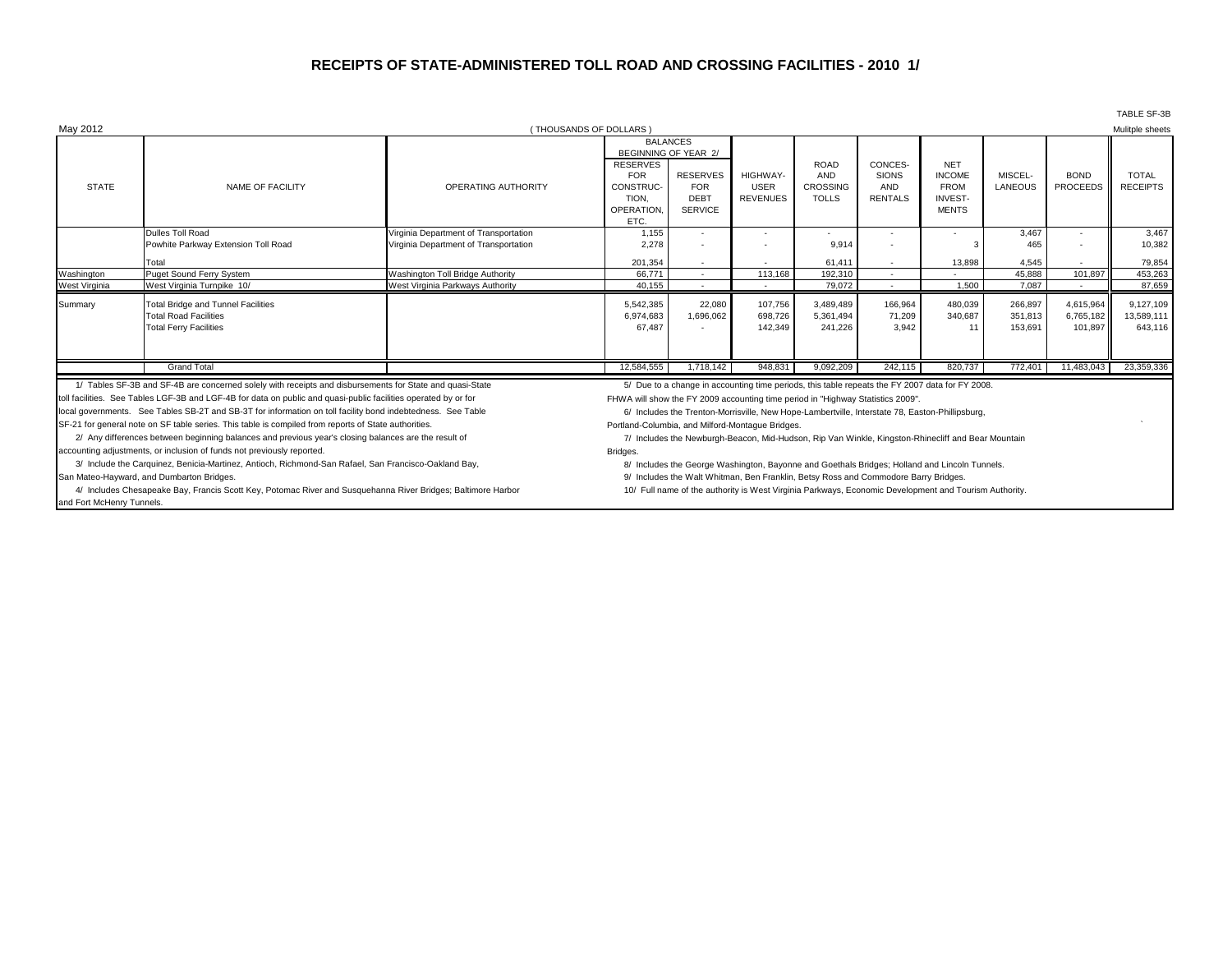# RECEIPTS OF STATE-ADMINISTERED TOLL ROAD AND CROSSING FACILITIES - 2010 1/

TABLE SF-3B

May 2012 — ( THOUSANDS OF DOLLARS ) — Mulitple sheets

| STATE | NAME OF FACILITY | OPERATING AUTHORITY | BALANCES BEGINNING OF YEAR 2/ RESERVES FOR CONSTRUC-TION, OPERATION, ETC. | RESERVES FOR DEBT SERVICE | HIGHWAY-USER REVENUES | ROAD AND CROSSING TOLLS | CONCES-SIONS AND RENTALS | NET INCOME FROM INVEST-MENTS | MISCEL-LANEOUS | BOND PROCEEDS | TOTAL RECEIPTS |
|---|---|---|---|---|---|---|---|---|---|---|---|
| | Dulles Toll Road | Virginia Department of Transportation | 1,155 | - | - | - | - | - | 3,467 | - | 3,467 |
| | Powhite Parkway Extension Toll Road | Virginia Department of Transportation | 2,278 | - | - | 9,914 | - | 3 | 465 | - | 10,382 |
| | Total | | 201,354 | - | - | 61,411 | - | 13,898 | 4,545 | - | 79,854 |
| Washington | Puget Sound Ferry System | Washington Toll Bridge Authority | 66,771 | - | 113,168 | 192,310 | - | - | 45,888 | 101,897 | 453,263 |
| West Virginia | West Virginia Turnpike 10/ | West Virginia Parkways Authority | 40,155 | - | - | 79,072 | - | 1,500 | 7,087 | - | 87,659 |
| Summary | Total Bridge and Tunnel Facilities | | 5,542,385 | 22,080 | 107,756 | 3,489,489 | 166,964 | 480,039 | 266,897 | 4,615,964 | 9,127,109 |
| | Total Road Facilities | | 6,974,683 | 1,696,062 | 698,726 | 5,361,494 | 71,209 | 340,687 | 351,813 | 6,765,182 | 13,589,111 |
| | Total Ferry Facilities | | 67,487 | - | 142,349 | 241,226 | 3,942 | 11 | 153,691 | 101,897 | 643,116 |
| | Grand Total | | 12,584,555 | 1,718,142 | 948,831 | 9,092,209 | 242,115 | 820,737 | 772,401 | 11,483,043 | 23,359,336 |

1/ Tables SF-3B and SF-4B are concerned solely with receipts and disbursements for State and quasi-State toll facilities. See Tables LGF-3B and LGF-4B for data on public and quasi-public facilities operated by or for local governments. See Tables SB-2T and SB-3T for information on toll facility bond indebtedness. See Table SF-21 for general note on SF table series. This table is compiled from reports of State authorities.

2/ Any differences between beginning balances and previous year's closing balances are the result of accounting adjustments, or inclusion of funds not previously reported.

3/ Include the Carquinez, Benicia-Martinez, Antioch, Richmond-San Rafael, San Francisco-Oakland Bay, San Mateo-Hayward, and Dumbarton Bridges.

4/ Includes Chesapeake Bay, Francis Scott Key, Potomac River and Susquehanna River Bridges; Baltimore Harbor and Fort McHenry Tunnels.

5/ Due to a change in accounting time periods, this table repeats the FY 2007 data for FY 2008. FHWA will show the FY 2009 accounting time period in "Highway Statistics 2009".

6/ Includes the Trenton-Morrisville, New Hope-Lambertville, Interstate 78, Easton-Phillipsburg, Portland-Columbia, and Milford-Montague Bridges.

7/ Includes the Newburgh-Beacon, Mid-Hudson, Rip Van Winkle, Kingston-Rhinecliff and Bear Mountain Bridges.

8/ Includes the George Washington, Bayonne and Goethals Bridges; Holland and Lincoln Tunnels.

9/ Includes the Walt Whitman, Ben Franklin, Betsy Ross and Commodore Barry Bridges.

10/ Full name of the authority is West Virginia Parkways, Economic Development and Tourism Authority.